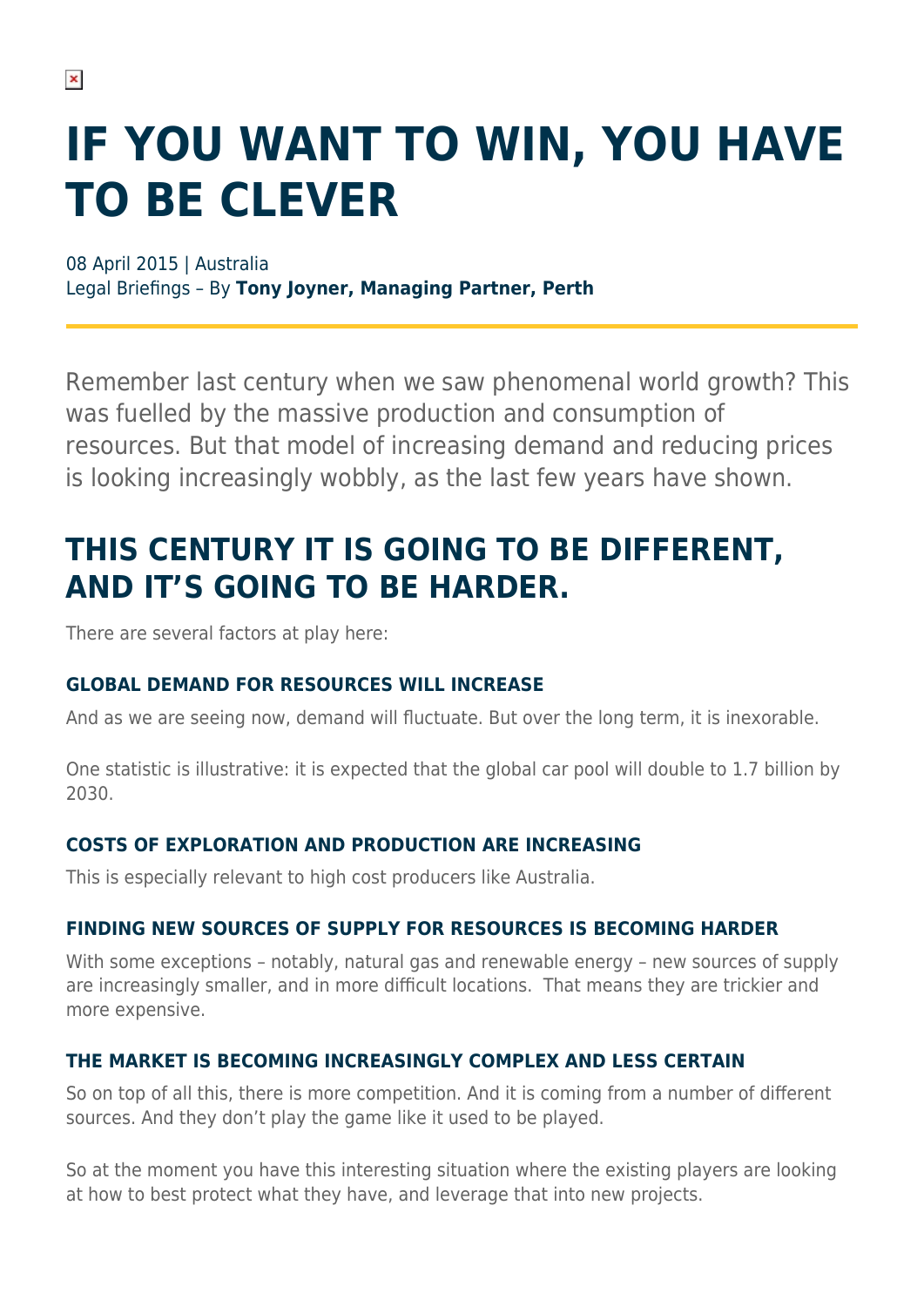# IF YOU WANT TO WIN, YOU HAVE TO BE CLEVER

08 April 2015 | Australia
Legal Briefings – By **Tony Joyner, Managing Partner, Perth**

Remember last century when we saw phenomenal world growth? This was fuelled by the massive production and consumption of resources. But that model of increasing demand and reducing prices is looking increasingly wobbly, as the last few years have shown.

## THIS CENTURY IT IS GOING TO BE DIFFERENT, AND IT'S GOING TO BE HARDER.

There are several factors at play here:

### GLOBAL DEMAND FOR RESOURCES WILL INCREASE

And as we are seeing now, demand will fluctuate. But over the long term, it is inexorable.

One statistic is illustrative: it is expected that the global car pool will double to 1.7 billion by 2030.

### COSTS OF EXPLORATION AND PRODUCTION ARE INCREASING

This is especially relevant to high cost producers like Australia.

### FINDING NEW SOURCES OF SUPPLY FOR RESOURCES IS BECOMING HARDER

With some exceptions – notably, natural gas and renewable energy – new sources of supply are increasingly smaller, and in more difficult locations. That means they are trickier and more expensive.

### THE MARKET IS BECOMING INCREASINGLY COMPLEX AND LESS CERTAIN

So on top of all this, there is more competition. And it is coming from a number of different sources. And they don't play the game like it used to be played.

So at the moment you have this interesting situation where the existing players are looking at how to best protect what they have, and leverage that into new projects.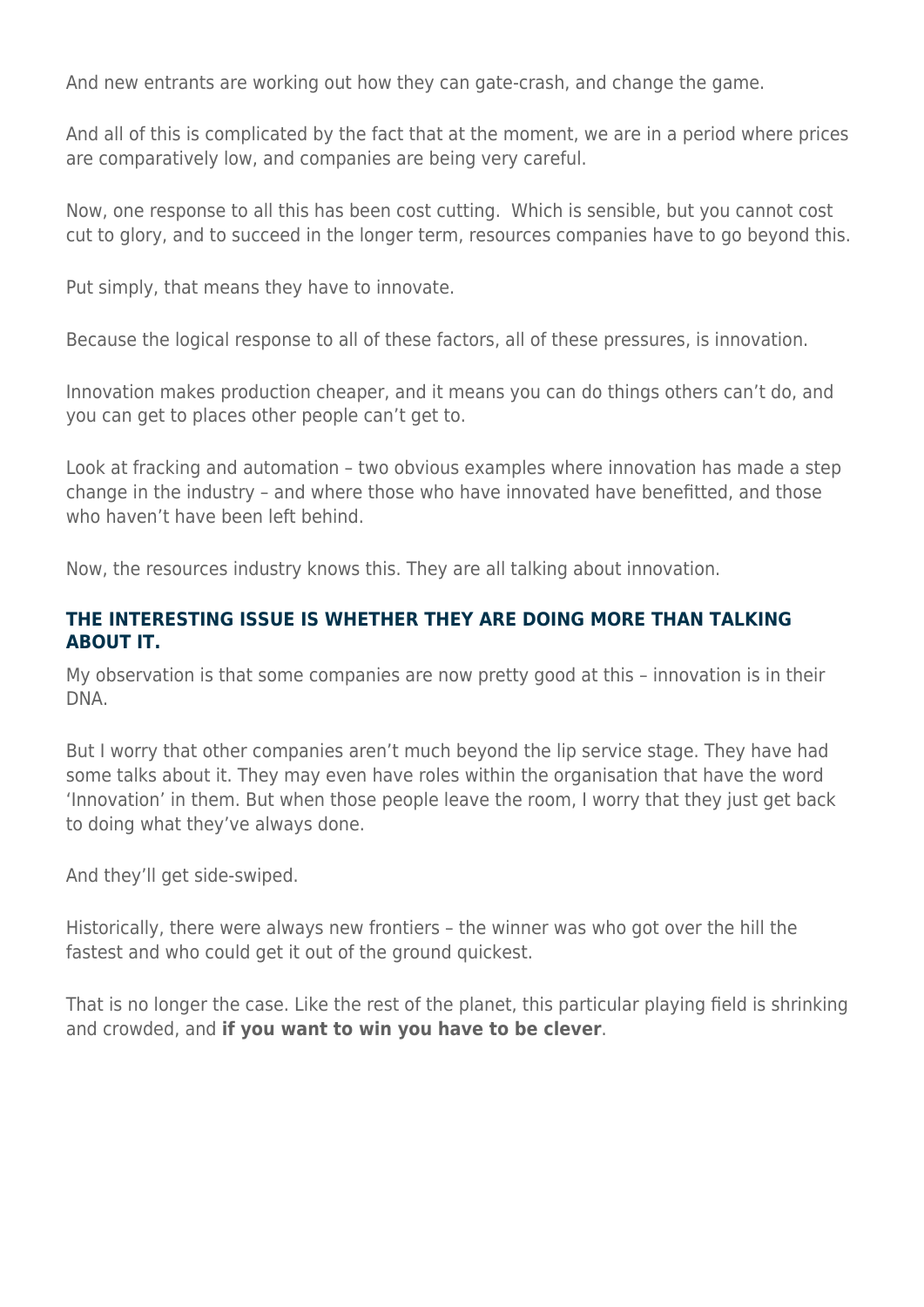And new entrants are working out how they can gate-crash, and change the game.

And all of this is complicated by the fact that at the moment, we are in a period where prices are comparatively low, and companies are being very careful.

Now, one response to all this has been cost cutting.  Which is sensible, but you cannot cost cut to glory, and to succeed in the longer term, resources companies have to go beyond this.

Put simply, that means they have to innovate.

Because the logical response to all of these factors, all of these pressures, is innovation.

Innovation makes production cheaper, and it means you can do things others can't do, and you can get to places other people can't get to.

Look at fracking and automation – two obvious examples where innovation has made a step change in the industry – and where those who have innovated have benefitted, and those who haven't have been left behind.

Now, the resources industry knows this. They are all talking about innovation.

### THE INTERESTING ISSUE IS WHETHER THEY ARE DOING MORE THAN TALKING ABOUT IT.

My observation is that some companies are now pretty good at this – innovation is in their DNA.

But I worry that other companies aren't much beyond the lip service stage. They have had some talks about it. They may even have roles within the organisation that have the word 'Innovation' in them. But when those people leave the room, I worry that they just get back to doing what they've always done.

And they'll get side-swiped.

Historically, there were always new frontiers – the winner was who got over the hill the fastest and who could get it out of the ground quickest.

That is no longer the case. Like the rest of the planet, this particular playing field is shrinking and crowded, and **if you want to win you have to be clever**.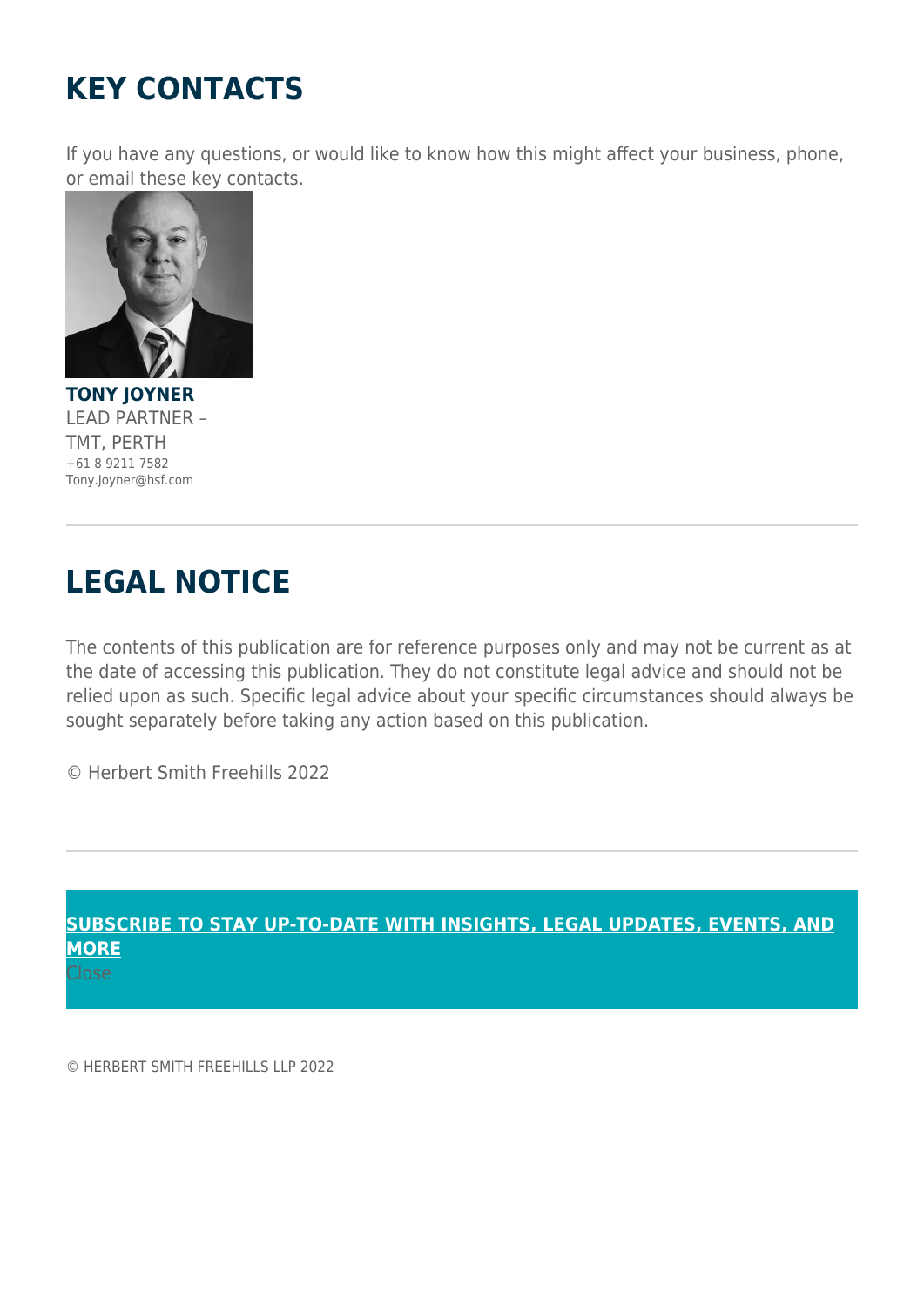# KEY CONTACTS

If you have any questions, or would like to know how this might affect your business, phone, or email these key contacts.

**TONY JOYNER**
LEAD PARTNER – TMT, PERTH
+61 8 9211 7582
Tony.Joyner@hsf.com

---

# LEGAL NOTICE

The contents of this publication are for reference purposes only and may not be current as at the date of accessing this publication. They do not constitute legal advice and should not be relied upon as such. Specific legal advice about your specific circumstances should always be sought separately before taking any action based on this publication.

© Herbert Smith Freehills 2022

---

**SUBSCRIBE TO STAY UP-TO-DATE WITH INSIGHTS, LEGAL UPDATES, EVENTS, AND MORE**

Close

© HERBERT SMITH FREEHILLS LLP 2022